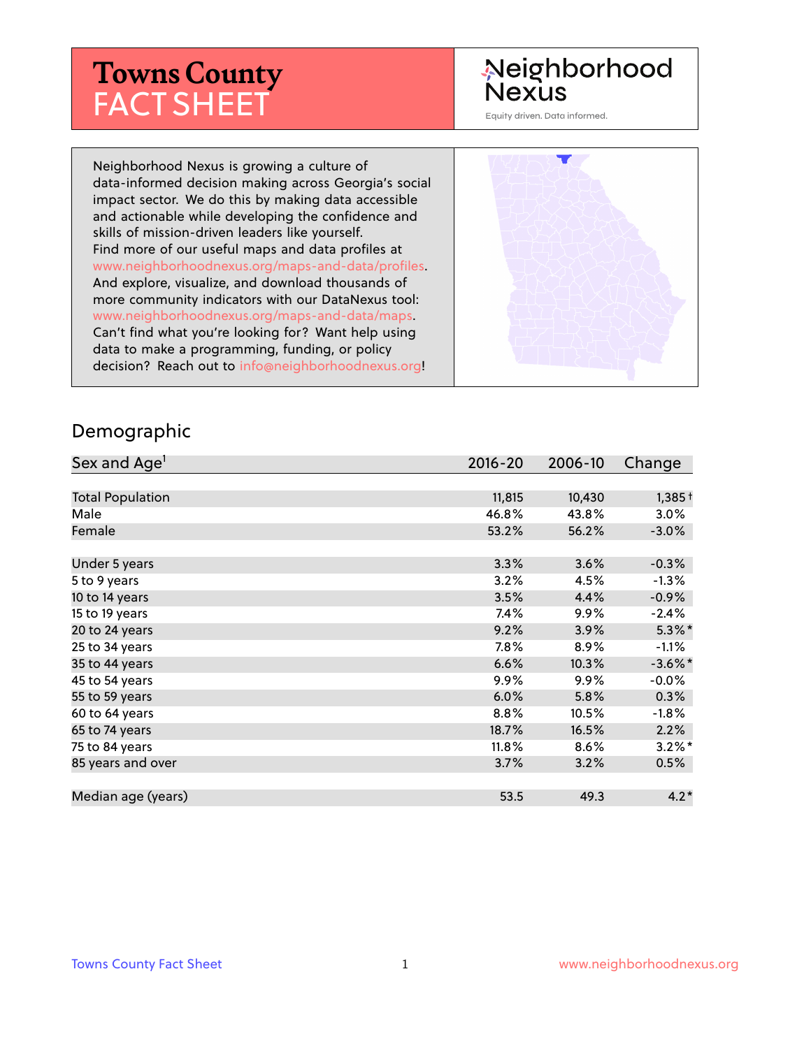# Towns County FACT SHEET

Neighborhood Nexus

Equity driven. Data informed.

Neighborhood Nexus is growing a culture of data-informed decision making across Georgia's social impact sector. We do this by making data accessible and actionable while developing the confidence and skills of mission-driven leaders like yourself. Find more of our useful maps and data profiles at www.neighborhoodnexus.org/maps-and-data/profiles. And explore, visualize, and download thousands of more community indicators with our DataNexus tool: www.neighborhoodnexus.org/maps-and-data/maps. Can't find what you're looking for? Want help using data to make a programming, funding, or policy decision? Reach out to info@neighborhoodnexus.org!

## Demographic

| Sex and Age[1] | 2016-20 | 2006-10 | Change |
|---|---|---|---|
| Total Population | 11,815 | 10,430 | 1,385† |
| Male | 46.8% | 43.8% | 3.0% |
| Female | 53.2% | 56.2% | -3.0% |
| | | | |
| Under 5 years | 3.3% | 3.6% | -0.3% |
| 5 to 9 years | 3.2% | 4.5% | -1.3% |
| 10 to 14 years | 3.5% | 4.4% | -0.9% |
| 15 to 19 years | 7.4% | 9.9% | -2.4% |
| 20 to 24 years | 9.2% | 3.9% | 5.3%* |
| 25 to 34 years | 7.8% | 8.9% | -1.1% |
| 35 to 44 years | 6.6% | 10.3% | -3.6%* |
| 45 to 54 years | 9.9% | 9.9% | -0.0% |
| 55 to 59 years | 6.0% | 5.8% | 0.3% |
| 60 to 64 years | 8.8% | 10.5% | -1.8% |
| 65 to 74 years | 18.7% | 16.5% | 2.2% |
| 75 to 84 years | 11.8% | 8.6% | 3.2%* |
| 85 years and over | 3.7% | 3.2% | 0.5% |
| | | | |
| Median age (years) | 53.5 | 49.3 | 4.2* |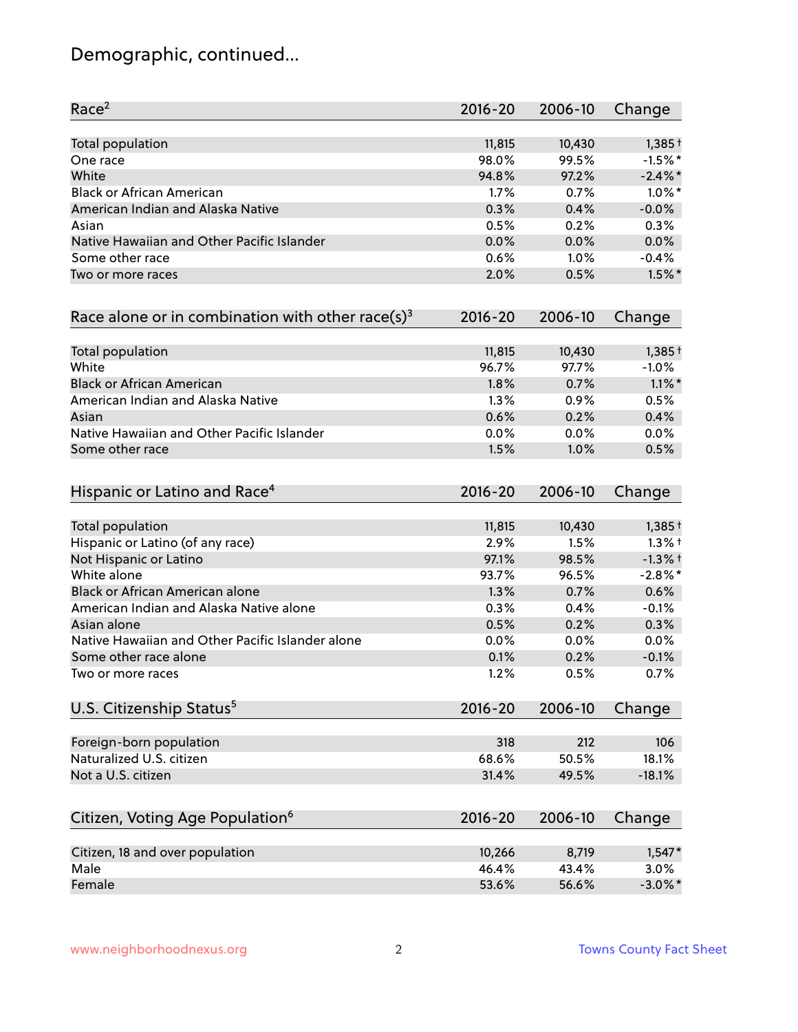# Demographic, continued...

| Race[2] | 2016-20 | 2006-10 | Change |
|---|---|---|---|
| Total population | 11,815 | 10,430 | 1,385† |
| One race | 98.0% | 99.5% | -1.5%* |
| White | 94.8% | 97.2% | -2.4%* |
| Black or African American | 1.7% | 0.7% | 1.0%* |
| American Indian and Alaska Native | 0.3% | 0.4% | -0.0% |
| Asian | 0.5% | 0.2% | 0.3% |
| Native Hawaiian and Other Pacific Islander | 0.0% | 0.0% | 0.0% |
| Some other race | 0.6% | 1.0% | -0.4% |
| Two or more races | 2.0% | 0.5% | 1.5%* |

| Race alone or in combination with other race(s)[3] | 2016-20 | 2006-10 | Change |
|---|---|---|---|
| Total population | 11,815 | 10,430 | 1,385† |
| White | 96.7% | 97.7% | -1.0% |
| Black or African American | 1.8% | 0.7% | 1.1%* |
| American Indian and Alaska Native | 1.3% | 0.9% | 0.5% |
| Asian | 0.6% | 0.2% | 0.4% |
| Native Hawaiian and Other Pacific Islander | 0.0% | 0.0% | 0.0% |
| Some other race | 1.5% | 1.0% | 0.5% |

| Hispanic or Latino and Race[4] | 2016-20 | 2006-10 | Change |
|---|---|---|---|
| Total population | 11,815 | 10,430 | 1,385† |
| Hispanic or Latino (of any race) | 2.9% | 1.5% | 1.3%† |
| Not Hispanic or Latino | 97.1% | 98.5% | -1.3%† |
| White alone | 93.7% | 96.5% | -2.8%* |
| Black or African American alone | 1.3% | 0.7% | 0.6% |
| American Indian and Alaska Native alone | 0.3% | 0.4% | -0.1% |
| Asian alone | 0.5% | 0.2% | 0.3% |
| Native Hawaiian and Other Pacific Islander alone | 0.0% | 0.0% | 0.0% |
| Some other race alone | 0.1% | 0.2% | -0.1% |
| Two or more races | 1.2% | 0.5% | 0.7% |

| U.S. Citizenship Status[5] | 2016-20 | 2006-10 | Change |
|---|---|---|---|
| Foreign-born population | 318 | 212 | 106 |
| Naturalized U.S. citizen | 68.6% | 50.5% | 18.1% |
| Not a U.S. citizen | 31.4% | 49.5% | -18.1% |

| Citizen, Voting Age Population[6] | 2016-20 | 2006-10 | Change |
|---|---|---|---|
| Citizen, 18 and over population | 10,266 | 8,719 | 1,547* |
| Male | 46.4% | 43.4% | 3.0% |
| Female | 53.6% | 56.6% | -3.0%* |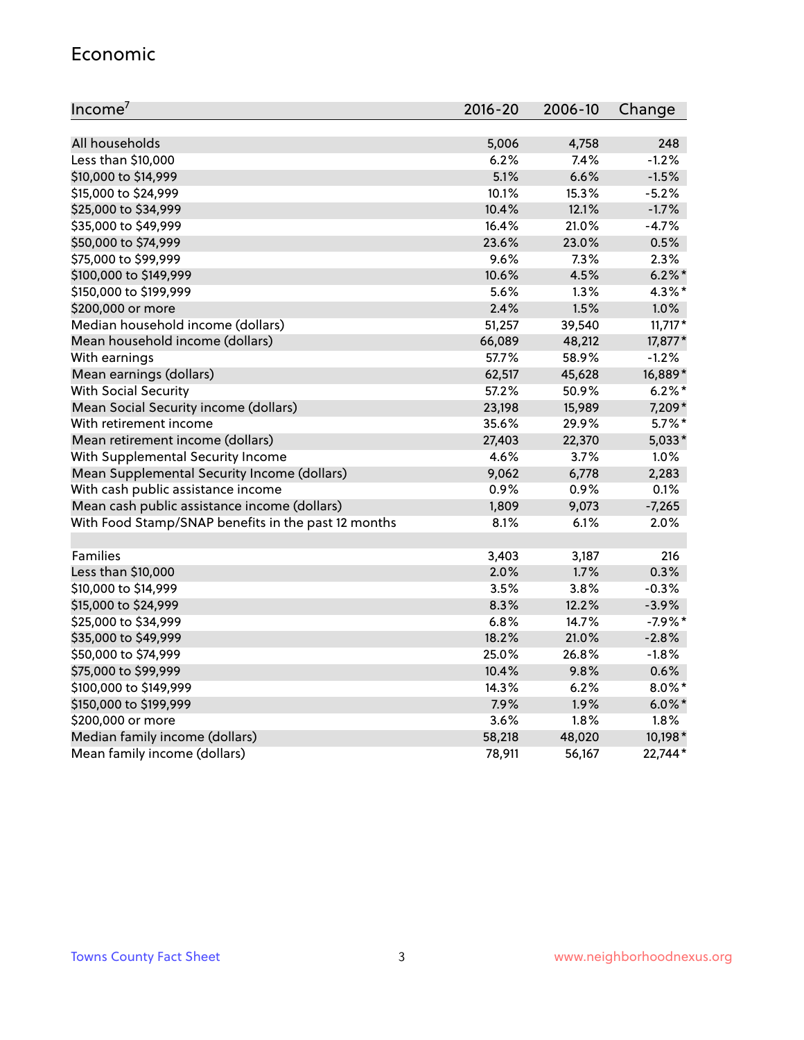## Economic

| Income[7] | 2016-20 | 2006-10 | Change |
|---|---|---|---|
| All households | 5,006 | 4,758 | 248 |
| Less than $10,000 | 6.2% | 7.4% | -1.2% |
| $10,000 to $14,999 | 5.1% | 6.6% | -1.5% |
| $15,000 to $24,999 | 10.1% | 15.3% | -5.2% |
| $25,000 to $34,999 | 10.4% | 12.1% | -1.7% |
| $35,000 to $49,999 | 16.4% | 21.0% | -4.7% |
| $50,000 to $74,999 | 23.6% | 23.0% | 0.5% |
| $75,000 to $99,999 | 9.6% | 7.3% | 2.3% |
| $100,000 to $149,999 | 10.6% | 4.5% | 6.2%* |
| $150,000 to $199,999 | 5.6% | 1.3% | 4.3%* |
| $200,000 or more | 2.4% | 1.5% | 1.0% |
| Median household income (dollars) | 51,257 | 39,540 | 11,717* |
| Mean household income (dollars) | 66,089 | 48,212 | 17,877* |
| With earnings | 57.7% | 58.9% | -1.2% |
| Mean earnings (dollars) | 62,517 | 45,628 | 16,889* |
| With Social Security | 57.2% | 50.9% | 6.2%* |
| Mean Social Security income (dollars) | 23,198 | 15,989 | 7,209* |
| With retirement income | 35.6% | 29.9% | 5.7%* |
| Mean retirement income (dollars) | 27,403 | 22,370 | 5,033* |
| With Supplemental Security Income | 4.6% | 3.7% | 1.0% |
| Mean Supplemental Security Income (dollars) | 9,062 | 6,778 | 2,283 |
| With cash public assistance income | 0.9% | 0.9% | 0.1% |
| Mean cash public assistance income (dollars) | 1,809 | 9,073 | -7,265 |
| With Food Stamp/SNAP benefits in the past 12 months | 8.1% | 6.1% | 2.0% |
| | | | |
| Families | 3,403 | 3,187 | 216 |
| Less than $10,000 | 2.0% | 1.7% | 0.3% |
| $10,000 to $14,999 | 3.5% | 3.8% | -0.3% |
| $15,000 to $24,999 | 8.3% | 12.2% | -3.9% |
| $25,000 to $34,999 | 6.8% | 14.7% | -7.9%* |
| $35,000 to $49,999 | 18.2% | 21.0% | -2.8% |
| $50,000 to $74,999 | 25.0% | 26.8% | -1.8% |
| $75,000 to $99,999 | 10.4% | 9.8% | 0.6% |
| $100,000 to $149,999 | 14.3% | 6.2% | 8.0%* |
| $150,000 to $199,999 | 7.9% | 1.9% | 6.0%* |
| $200,000 or more | 3.6% | 1.8% | 1.8% |
| Median family income (dollars) | 58,218 | 48,020 | 10,198* |
| Mean family income (dollars) | 78,911 | 56,167 | 22,744* |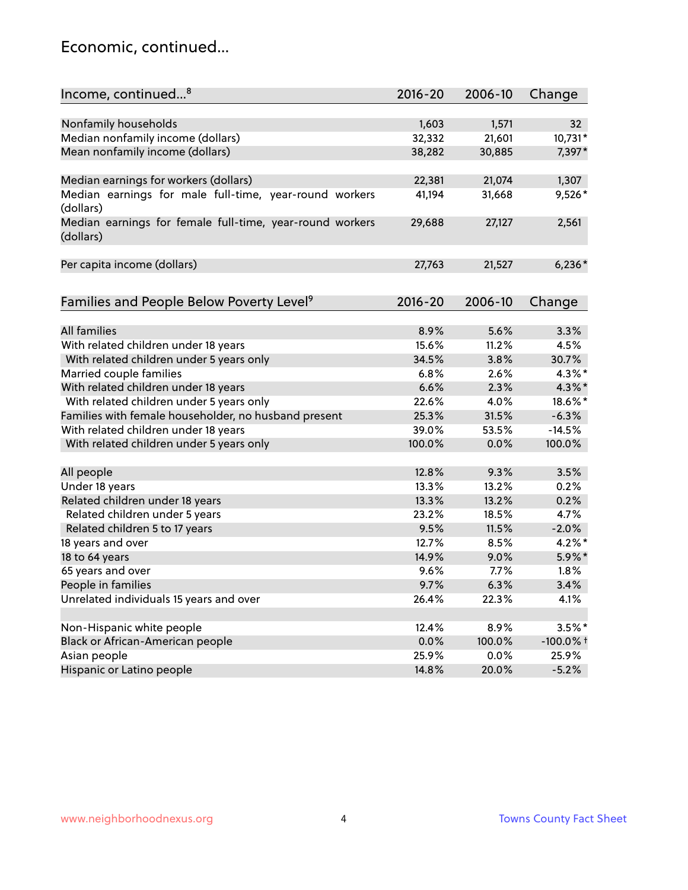## Economic, continued...

| Income, continued...[8] | 2016-20 | 2006-10 | Change |
|---|---|---|---|
| Nonfamily households | 1,603 | 1,571 | 32 |
| Median nonfamily income (dollars) | 32,332 | 21,601 | 10,731* |
| Mean nonfamily income (dollars) | 38,282 | 30,885 | 7,397* |
| Median earnings for workers (dollars) | 22,381 | 21,074 | 1,307 |
| Median earnings for male full-time, year-round workers (dollars) | 41,194 | 31,668 | 9,526* |
| Median earnings for female full-time, year-round workers (dollars) | 29,688 | 27,127 | 2,561 |
| Per capita income (dollars) | 27,763 | 21,527 | 6,236* |

| Families and People Below Poverty Level[9] | 2016-20 | 2006-10 | Change |
|---|---|---|---|
| All families | 8.9% | 5.6% | 3.3% |
| With related children under 18 years | 15.6% | 11.2% | 4.5% |
| With related children under 5 years only | 34.5% | 3.8% | 30.7% |
| Married couple families | 6.8% | 2.6% | 4.3%* |
| With related children under 18 years | 6.6% | 2.3% | 4.3%* |
| With related children under 5 years only | 22.6% | 4.0% | 18.6%* |
| Families with female householder, no husband present | 25.3% | 31.5% | -6.3% |
| With related children under 18 years | 39.0% | 53.5% | -14.5% |
| With related children under 5 years only | 100.0% | 0.0% | 100.0% |
| All people | 12.8% | 9.3% | 3.5% |
| Under 18 years | 13.3% | 13.2% | 0.2% |
| Related children under 18 years | 13.3% | 13.2% | 0.2% |
| Related children under 5 years | 23.2% | 18.5% | 4.7% |
| Related children 5 to 17 years | 9.5% | 11.5% | -2.0% |
| 18 years and over | 12.7% | 8.5% | 4.2%* |
| 18 to 64 years | 14.9% | 9.0% | 5.9%* |
| 65 years and over | 9.6% | 7.7% | 1.8% |
| People in families | 9.7% | 6.3% | 3.4% |
| Unrelated individuals 15 years and over | 26.4% | 22.3% | 4.1% |
| Non-Hispanic white people | 12.4% | 8.9% | 3.5%* |
| Black or African-American people | 0.0% | 100.0% | -100.0%† |
| Asian people | 25.9% | 0.0% | 25.9% |
| Hispanic or Latino people | 14.8% | 20.0% | -5.2% |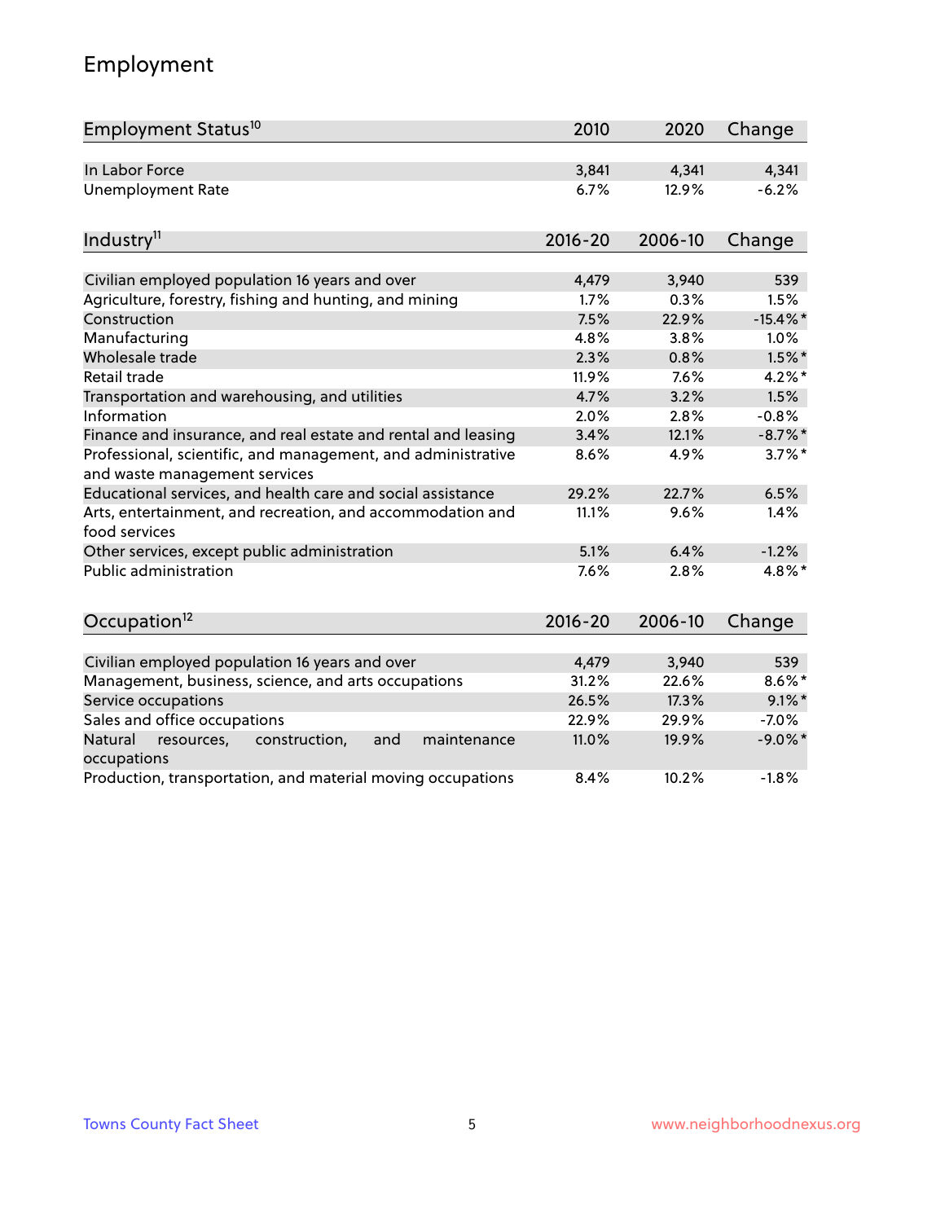## Employment

| Employment Status[10] | 2010 | 2020 | Change |
|---|---|---|---|
| In Labor Force | 3,841 | 4,341 | 4,341 |
| Unemployment Rate | 6.7% | 12.9% | -6.2% |

| Industry[11] | 2016-20 | 2006-10 | Change |
|---|---|---|---|
| Civilian employed population 16 years and over | 4,479 | 3,940 | 539 |
| Agriculture, forestry, fishing and hunting, and mining | 1.7% | 0.3% | 1.5% |
| Construction | 7.5% | 22.9% | -15.4%* |
| Manufacturing | 4.8% | 3.8% | 1.0% |
| Wholesale trade | 2.3% | 0.8% | 1.5%* |
| Retail trade | 11.9% | 7.6% | 4.2%* |
| Transportation and warehousing, and utilities | 4.7% | 3.2% | 1.5% |
| Information | 2.0% | 2.8% | -0.8% |
| Finance and insurance, and real estate and rental and leasing | 3.4% | 12.1% | -8.7%* |
| Professional, scientific, and management, and administrative and waste management services | 8.6% | 4.9% | 3.7%* |
| Educational services, and health care and social assistance | 29.2% | 22.7% | 6.5% |
| Arts, entertainment, and recreation, and accommodation and food services | 11.1% | 9.6% | 1.4% |
| Other services, except public administration | 5.1% | 6.4% | -1.2% |
| Public administration | 7.6% | 2.8% | 4.8%* |

| Occupation[12] | 2016-20 | 2006-10 | Change |
|---|---|---|---|
| Civilian employed population 16 years and over | 4,479 | 3,940 | 539 |
| Management, business, science, and arts occupations | 31.2% | 22.6% | 8.6%* |
| Service occupations | 26.5% | 17.3% | 9.1%* |
| Sales and office occupations | 22.9% | 29.9% | -7.0% |
| Natural resources, construction, and maintenance occupations | 11.0% | 19.9% | -9.0%* |
| Production, transportation, and material moving occupations | 8.4% | 10.2% | -1.8% |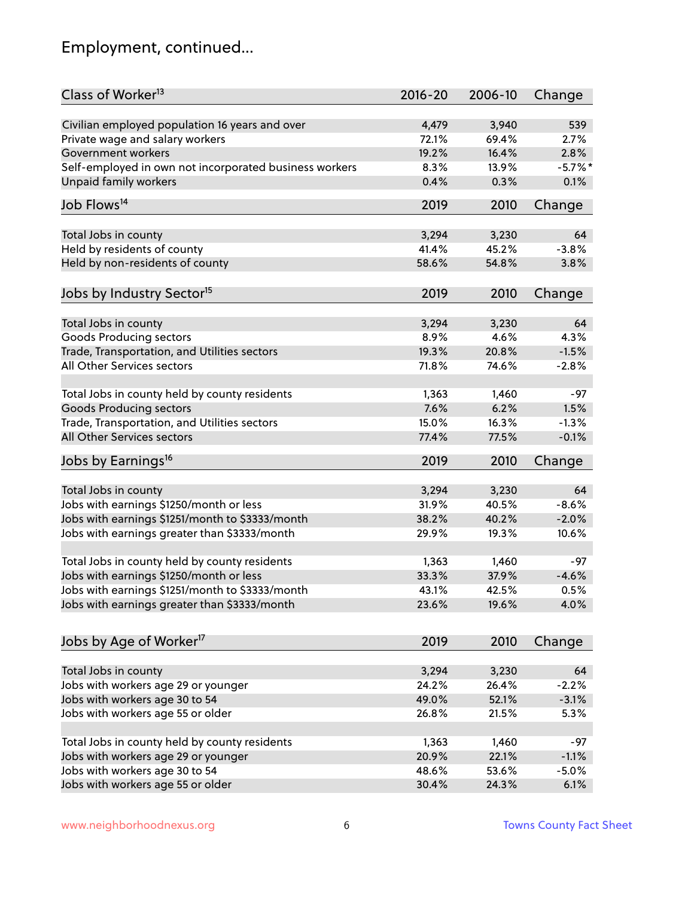# Employment, continued...

| Class of Worker[13] | 2016-20 | 2006-10 | Change |
|---|---|---|---|
| Civilian employed population 16 years and over | 4,479 | 3,940 | 539 |
| Private wage and salary workers | 72.1% | 69.4% | 2.7% |
| Government workers | 19.2% | 16.4% | 2.8% |
| Self-employed in own not incorporated business workers | 8.3% | 13.9% | -5.7%* |
| Unpaid family workers | 0.4% | 0.3% | 0.1% |

| Job Flows[14] | 2019 | 2010 | Change |
|---|---|---|---|
| Total Jobs in county | 3,294 | 3,230 | 64 |
| Held by residents of county | 41.4% | 45.2% | -3.8% |
| Held by non-residents of county | 58.6% | 54.8% | 3.8% |

| Jobs by Industry Sector[15] | 2019 | 2010 | Change |
|---|---|---|---|
| Total Jobs in county | 3,294 | 3,230 | 64 |
| Goods Producing sectors | 8.9% | 4.6% | 4.3% |
| Trade, Transportation, and Utilities sectors | 19.3% | 20.8% | -1.5% |
| All Other Services sectors | 71.8% | 74.6% | -2.8% |
| | | | |
| Total Jobs in county held by county residents | 1,363 | 1,460 | -97 |
| Goods Producing sectors | 7.6% | 6.2% | 1.5% |
| Trade, Transportation, and Utilities sectors | 15.0% | 16.3% | -1.3% |
| All Other Services sectors | 77.4% | 77.5% | -0.1% |

| Jobs by Earnings[16] | 2019 | 2010 | Change |
|---|---|---|---|
| Total Jobs in county | 3,294 | 3,230 | 64 |
| Jobs with earnings $1250/month or less | 31.9% | 40.5% | -8.6% |
| Jobs with earnings $1251/month to $3333/month | 38.2% | 40.2% | -2.0% |
| Jobs with earnings greater than $3333/month | 29.9% | 19.3% | 10.6% |
| | | | |
| Total Jobs in county held by county residents | 1,363 | 1,460 | -97 |
| Jobs with earnings $1250/month or less | 33.3% | 37.9% | -4.6% |
| Jobs with earnings $1251/month to $3333/month | 43.1% | 42.5% | 0.5% |
| Jobs with earnings greater than $3333/month | 23.6% | 19.6% | 4.0% |

| Jobs by Age of Worker[17] | 2019 | 2010 | Change |
|---|---|---|---|
| Total Jobs in county | 3,294 | 3,230 | 64 |
| Jobs with workers age 29 or younger | 24.2% | 26.4% | -2.2% |
| Jobs with workers age 30 to 54 | 49.0% | 52.1% | -3.1% |
| Jobs with workers age 55 or older | 26.8% | 21.5% | 5.3% |
| | | | |
| Total Jobs in county held by county residents | 1,363 | 1,460 | -97 |
| Jobs with workers age 29 or younger | 20.9% | 22.1% | -1.1% |
| Jobs with workers age 30 to 54 | 48.6% | 53.6% | -5.0% |
| Jobs with workers age 55 or older | 30.4% | 24.3% | 6.1% |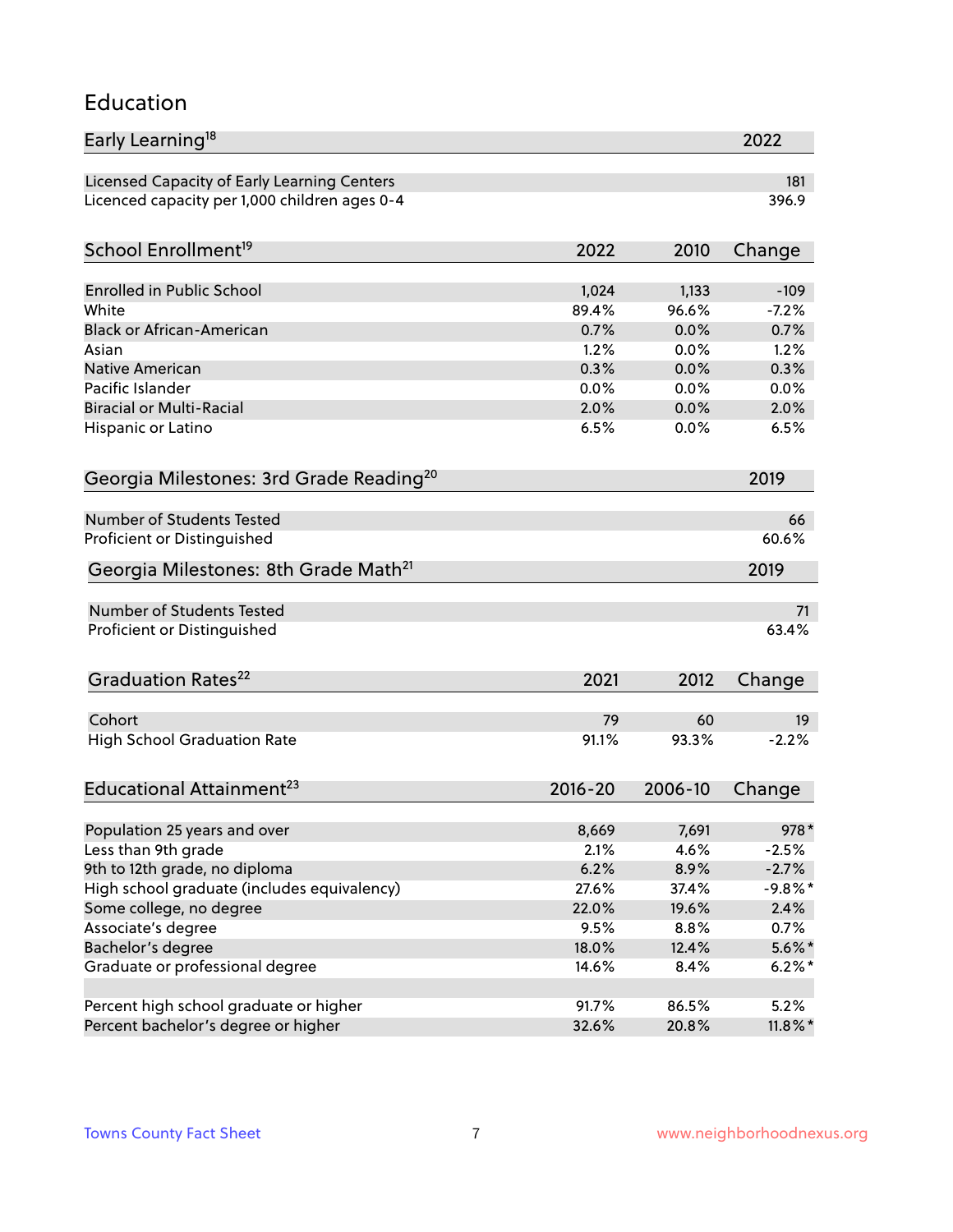# Education

| Early Learning[18] | 2022 |
|---|---|
| Licensed Capacity of Early Learning Centers | 181 |
| Licenced capacity per 1,000 children ages 0-4 | 396.9 |

| School Enrollment[19] | 2022 | 2010 | Change |
|---|---|---|---|
| Enrolled in Public School | 1,024 | 1,133 | -109 |
| White | 89.4% | 96.6% | -7.2% |
| Black or African-American | 0.7% | 0.0% | 0.7% |
| Asian | 1.2% | 0.0% | 1.2% |
| Native American | 0.3% | 0.0% | 0.3% |
| Pacific Islander | 0.0% | 0.0% | 0.0% |
| Biracial or Multi-Racial | 2.0% | 0.0% | 2.0% |
| Hispanic or Latino | 6.5% | 0.0% | 6.5% |

| Georgia Milestones: 3rd Grade Reading[20] | 2019 |
|---|---|
| Number of Students Tested | 66 |
| Proficient or Distinguished | 60.6% |

| Georgia Milestones: 8th Grade Math[21] | 2019 |
|---|---|
| Number of Students Tested | 71 |
| Proficient or Distinguished | 63.4% |

| Graduation Rates[22] | 2021 | 2012 | Change |
|---|---|---|---|
| Cohort | 79 | 60 | 19 |
| High School Graduation Rate | 91.1% | 93.3% | -2.2% |

| Educational Attainment[23] | 2016-20 | 2006-10 | Change |
|---|---|---|---|
| Population 25 years and over | 8,669 | 7,691 | 978* |
| Less than 9th grade | 2.1% | 4.6% | -2.5% |
| 9th to 12th grade, no diploma | 6.2% | 8.9% | -2.7% |
| High school graduate (includes equivalency) | 27.6% | 37.4% | -9.8%* |
| Some college, no degree | 22.0% | 19.6% | 2.4% |
| Associate's degree | 9.5% | 8.8% | 0.7% |
| Bachelor's degree | 18.0% | 12.4% | 5.6%* |
| Graduate or professional degree | 14.6% | 8.4% | 6.2%* |
| | | | |
| Percent high school graduate or higher | 91.7% | 86.5% | 5.2% |
| Percent bachelor's degree or higher | 32.6% | 20.8% | 11.8%* |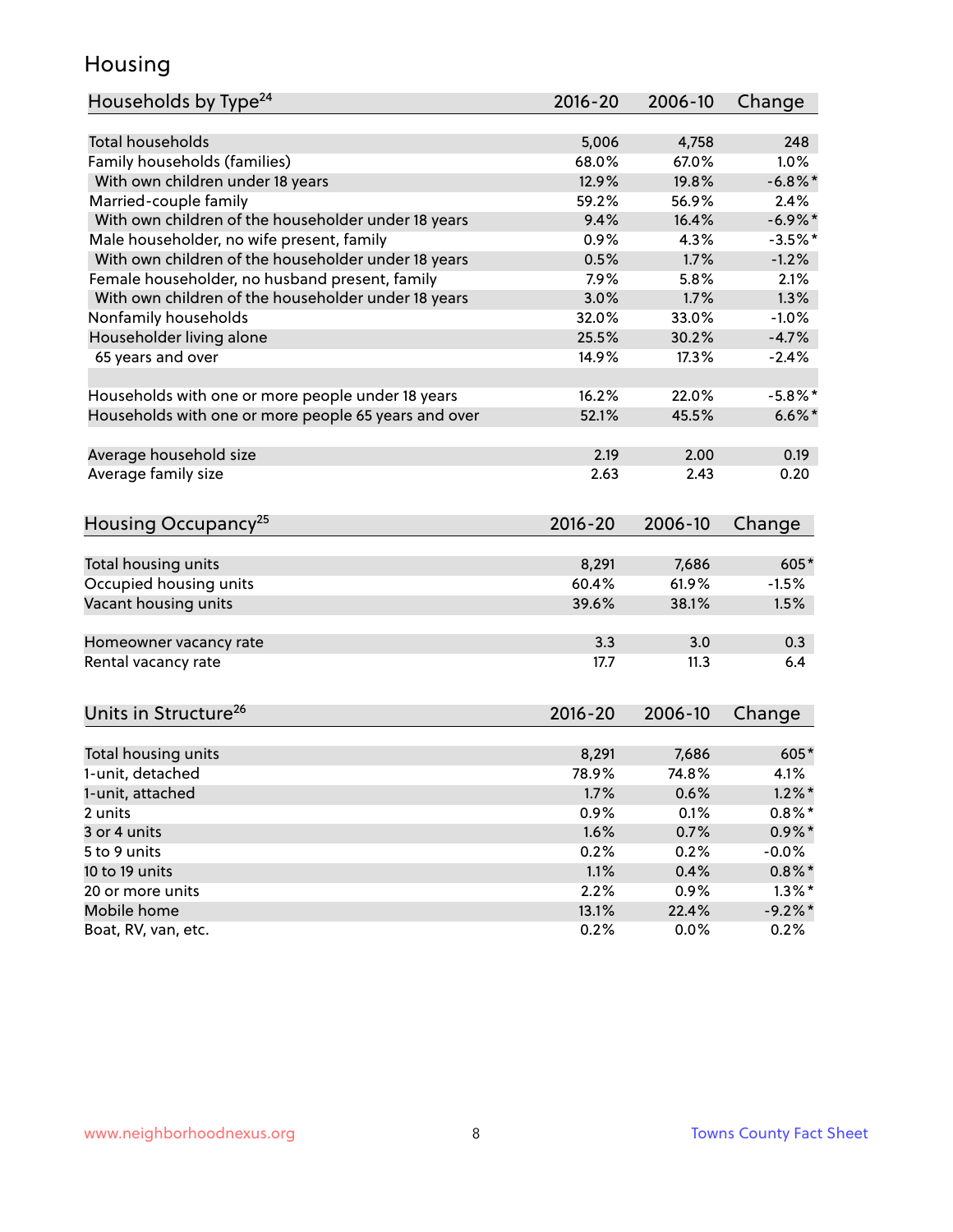# Housing

| Households by Type[24] | 2016-20 | 2006-10 | Change |
|---|---|---|---|
| Total households | 5,006 | 4,758 | 248 |
| Family households (families) | 68.0% | 67.0% | 1.0% |
| With own children under 18 years | 12.9% | 19.8% | -6.8%* |
| Married-couple family | 59.2% | 56.9% | 2.4% |
| With own children of the householder under 18 years | 9.4% | 16.4% | -6.9%* |
| Male householder, no wife present, family | 0.9% | 4.3% | -3.5%* |
| With own children of the householder under 18 years | 0.5% | 1.7% | -1.2% |
| Female householder, no husband present, family | 7.9% | 5.8% | 2.1% |
| With own children of the householder under 18 years | 3.0% | 1.7% | 1.3% |
| Nonfamily households | 32.0% | 33.0% | -1.0% |
| Householder living alone | 25.5% | 30.2% | -4.7% |
| 65 years and over | 14.9% | 17.3% | -2.4% |
| | | | |
| Households with one or more people under 18 years | 16.2% | 22.0% | -5.8%* |
| Households with one or more people 65 years and over | 52.1% | 45.5% | 6.6%* |
| | | | |
| Average household size | 2.19 | 2.00 | 0.19 |
| Average family size | 2.63 | 2.43 | 0.20 |

| Housing Occupancy[25] | 2016-20 | 2006-10 | Change |
|---|---|---|---|
| Total housing units | 8,291 | 7,686 | 605* |
| Occupied housing units | 60.4% | 61.9% | -1.5% |
| Vacant housing units | 39.6% | 38.1% | 1.5% |
| | | | |
| Homeowner vacancy rate | 3.3 | 3.0 | 0.3 |
| Rental vacancy rate | 17.7 | 11.3 | 6.4 |

| Units in Structure[26] | 2016-20 | 2006-10 | Change |
|---|---|---|---|
| Total housing units | 8,291 | 7,686 | 605* |
| 1-unit, detached | 78.9% | 74.8% | 4.1% |
| 1-unit, attached | 1.7% | 0.6% | 1.2%* |
| 2 units | 0.9% | 0.1% | 0.8%* |
| 3 or 4 units | 1.6% | 0.7% | 0.9%* |
| 5 to 9 units | 0.2% | 0.2% | -0.0% |
| 10 to 19 units | 1.1% | 0.4% | 0.8%* |
| 20 or more units | 2.2% | 0.9% | 1.3%* |
| Mobile home | 13.1% | 22.4% | -9.2%* |
| Boat, RV, van, etc. | 0.2% | 0.0% | 0.2% |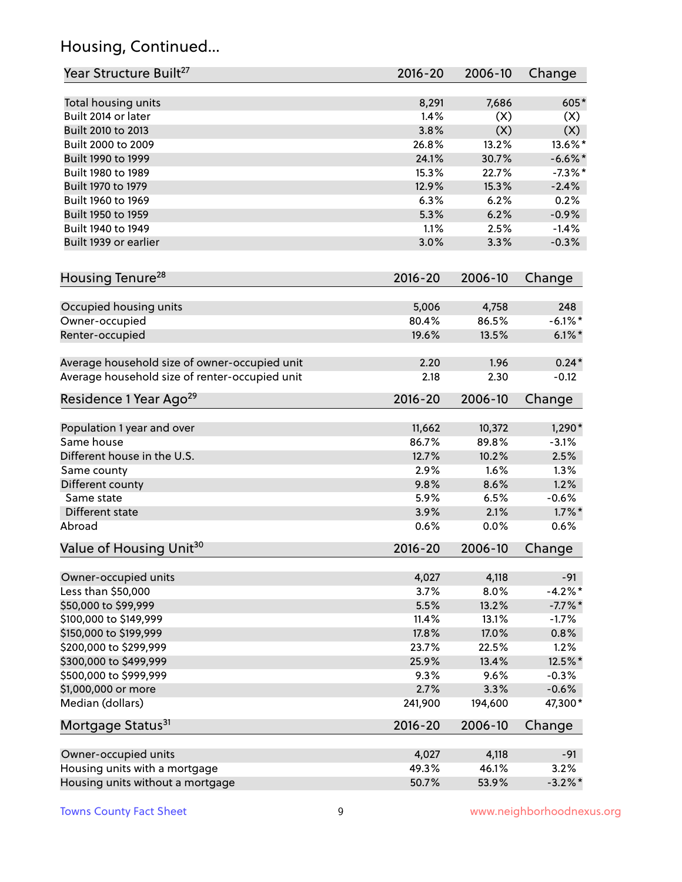## Housing, Continued...

| Year Structure Built[27] | 2016-20 | 2006-10 | Change |
|---|---|---|---|
| Total housing units | 8,291 | 7,686 | 605* |
| Built 2014 or later | 1.4% | (X) | (X) |
| Built 2010 to 2013 | 3.8% | (X) | (X) |
| Built 2000 to 2009 | 26.8% | 13.2% | 13.6%* |
| Built 1990 to 1999 | 24.1% | 30.7% | -6.6%* |
| Built 1980 to 1989 | 15.3% | 22.7% | -7.3%* |
| Built 1970 to 1979 | 12.9% | 15.3% | -2.4% |
| Built 1960 to 1969 | 6.3% | 6.2% | 0.2% |
| Built 1950 to 1959 | 5.3% | 6.2% | -0.9% |
| Built 1940 to 1949 | 1.1% | 2.5% | -1.4% |
| Built 1939 or earlier | 3.0% | 3.3% | -0.3% |

| Housing Tenure[28] | 2016-20 | 2006-10 | Change |
|---|---|---|---|
| Occupied housing units | 5,006 | 4,758 | 248 |
| Owner-occupied | 80.4% | 86.5% | -6.1%* |
| Renter-occupied | 19.6% | 13.5% | 6.1%* |
| Average household size of owner-occupied unit | 2.20 | 1.96 | 0.24* |
| Average household size of renter-occupied unit | 2.18 | 2.30 | -0.12 |

| Residence 1 Year Ago[29] | 2016-20 | 2006-10 | Change |
|---|---|---|---|
| Population 1 year and over | 11,662 | 10,372 | 1,290* |
| Same house | 86.7% | 89.8% | -3.1% |
| Different house in the U.S. | 12.7% | 10.2% | 2.5% |
| Same county | 2.9% | 1.6% | 1.3% |
| Different county | 9.8% | 8.6% | 1.2% |
| Same state | 5.9% | 6.5% | -0.6% |
| Different state | 3.9% | 2.1% | 1.7%* |
| Abroad | 0.6% | 0.0% | 0.6% |

| Value of Housing Unit[30] | 2016-20 | 2006-10 | Change |
|---|---|---|---|
| Owner-occupied units | 4,027 | 4,118 | -91 |
| Less than $50,000 | 3.7% | 8.0% | -4.2%* |
| $50,000 to $99,999 | 5.5% | 13.2% | -7.7%* |
| $100,000 to $149,999 | 11.4% | 13.1% | -1.7% |
| $150,000 to $199,999 | 17.8% | 17.0% | 0.8% |
| $200,000 to $299,999 | 23.7% | 22.5% | 1.2% |
| $300,000 to $499,999 | 25.9% | 13.4% | 12.5%* |
| $500,000 to $999,999 | 9.3% | 9.6% | -0.3% |
| $1,000,000 or more | 2.7% | 3.3% | -0.6% |
| Median (dollars) | 241,900 | 194,600 | 47,300* |

| Mortgage Status[31] | 2016-20 | 2006-10 | Change |
|---|---|---|---|
| Owner-occupied units | 4,027 | 4,118 | -91 |
| Housing units with a mortgage | 49.3% | 46.1% | 3.2% |
| Housing units without a mortgage | 50.7% | 53.9% | -3.2%* |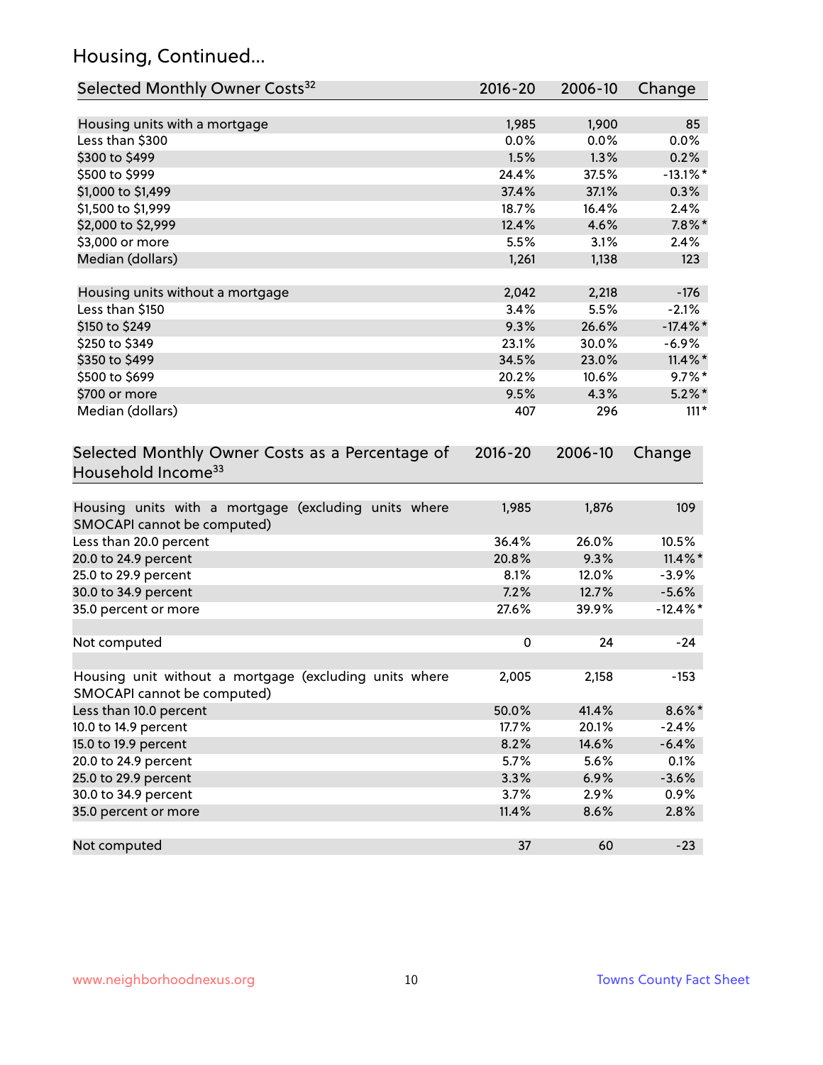## Housing, Continued...

| Selected Monthly Owner Costs[32] | 2016-20 | 2006-10 | Change |
|---|---|---|---|
| Housing units with a mortgage | 1,985 | 1,900 | 85 |
| Less than $300 | 0.0% | 0.0% | 0.0% |
| $300 to $499 | 1.5% | 1.3% | 0.2% |
| $500 to $999 | 24.4% | 37.5% | -13.1%* |
| $1,000 to $1,499 | 37.4% | 37.1% | 0.3% |
| $1,500 to $1,999 | 18.7% | 16.4% | 2.4% |
| $2,000 to $2,999 | 12.4% | 4.6% | 7.8%* |
| $3,000 or more | 5.5% | 3.1% | 2.4% |
| Median (dollars) | 1,261 | 1,138 | 123 |
| | | | |
| Housing units without a mortgage | 2,042 | 2,218 | -176 |
| Less than $150 | 3.4% | 5.5% | -2.1% |
| $150 to $249 | 9.3% | 26.6% | -17.4%* |
| $250 to $349 | 23.1% | 30.0% | -6.9% |
| $350 to $499 | 34.5% | 23.0% | 11.4%* |
| $500 to $699 | 20.2% | 10.6% | 9.7%* |
| $700 or more | 9.5% | 4.3% | 5.2%* |
| Median (dollars) | 407 | 296 | 111* |

| Selected Monthly Owner Costs as a Percentage of Household Income[33] | 2016-20 | 2006-10 | Change |
|---|---|---|---|
| Housing units with a mortgage (excluding units where SMOCAPI cannot be computed) | 1,985 | 1,876 | 109 |
| Less than 20.0 percent | 36.4% | 26.0% | 10.5% |
| 20.0 to 24.9 percent | 20.8% | 9.3% | 11.4%* |
| 25.0 to 29.9 percent | 8.1% | 12.0% | -3.9% |
| 30.0 to 34.9 percent | 7.2% | 12.7% | -5.6% |
| 35.0 percent or more | 27.6% | 39.9% | -12.4%* |
| | | | |
| Not computed | 0 | 24 | -24 |
| | | | |
| Housing unit without a mortgage (excluding units where SMOCAPI cannot be computed) | 2,005 | 2,158 | -153 |
| Less than 10.0 percent | 50.0% | 41.4% | 8.6%* |
| 10.0 to 14.9 percent | 17.7% | 20.1% | -2.4% |
| 15.0 to 19.9 percent | 8.2% | 14.6% | -6.4% |
| 20.0 to 24.9 percent | 5.7% | 5.6% | 0.1% |
| 25.0 to 29.9 percent | 3.3% | 6.9% | -3.6% |
| 30.0 to 34.9 percent | 3.7% | 2.9% | 0.9% |
| 35.0 percent or more | 11.4% | 8.6% | 2.8% |
| | | | |
| Not computed | 37 | 60 | -23 |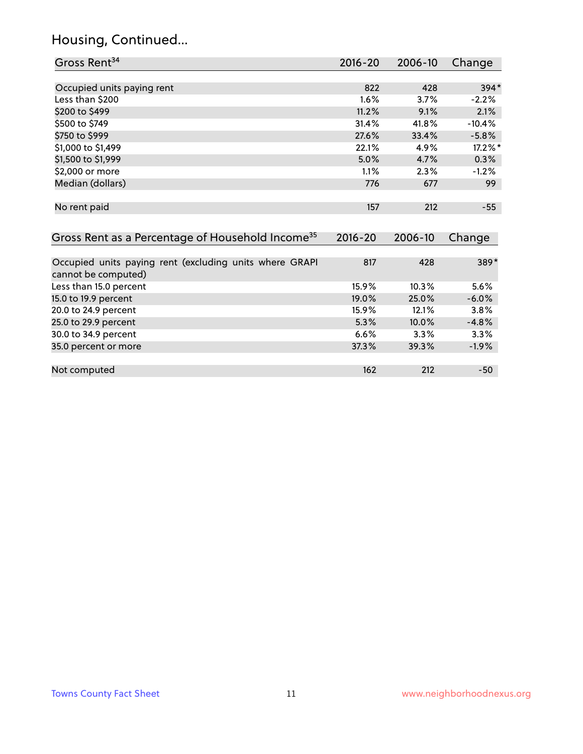## Housing, Continued...

| Gross Rent[34] | 2016-20 | 2006-10 | Change |
|---|---|---|---|
| Occupied units paying rent | 822 | 428 | 394* |
| Less than $200 | 1.6% | 3.7% | -2.2% |
| $200 to $499 | 11.2% | 9.1% | 2.1% |
| $500 to $749 | 31.4% | 41.8% | -10.4% |
| $750 to $999 | 27.6% | 33.4% | -5.8% |
| $1,000 to $1,499 | 22.1% | 4.9% | 17.2%* |
| $1,500 to $1,999 | 5.0% | 4.7% | 0.3% |
| $2,000 or more | 1.1% | 2.3% | -1.2% |
| Median (dollars) | 776 | 677 | 99 |
| No rent paid | 157 | 212 | -55 |

| Gross Rent as a Percentage of Household Income[35] | 2016-20 | 2006-10 | Change |
|---|---|---|---|
| Occupied units paying rent (excluding units where GRAPI cannot be computed) | 817 | 428 | 389* |
| Less than 15.0 percent | 15.9% | 10.3% | 5.6% |
| 15.0 to 19.9 percent | 19.0% | 25.0% | -6.0% |
| 20.0 to 24.9 percent | 15.9% | 12.1% | 3.8% |
| 25.0 to 29.9 percent | 5.3% | 10.0% | -4.8% |
| 30.0 to 34.9 percent | 6.6% | 3.3% | 3.3% |
| 35.0 percent or more | 37.3% | 39.3% | -1.9% |
| Not computed | 162 | 212 | -50 |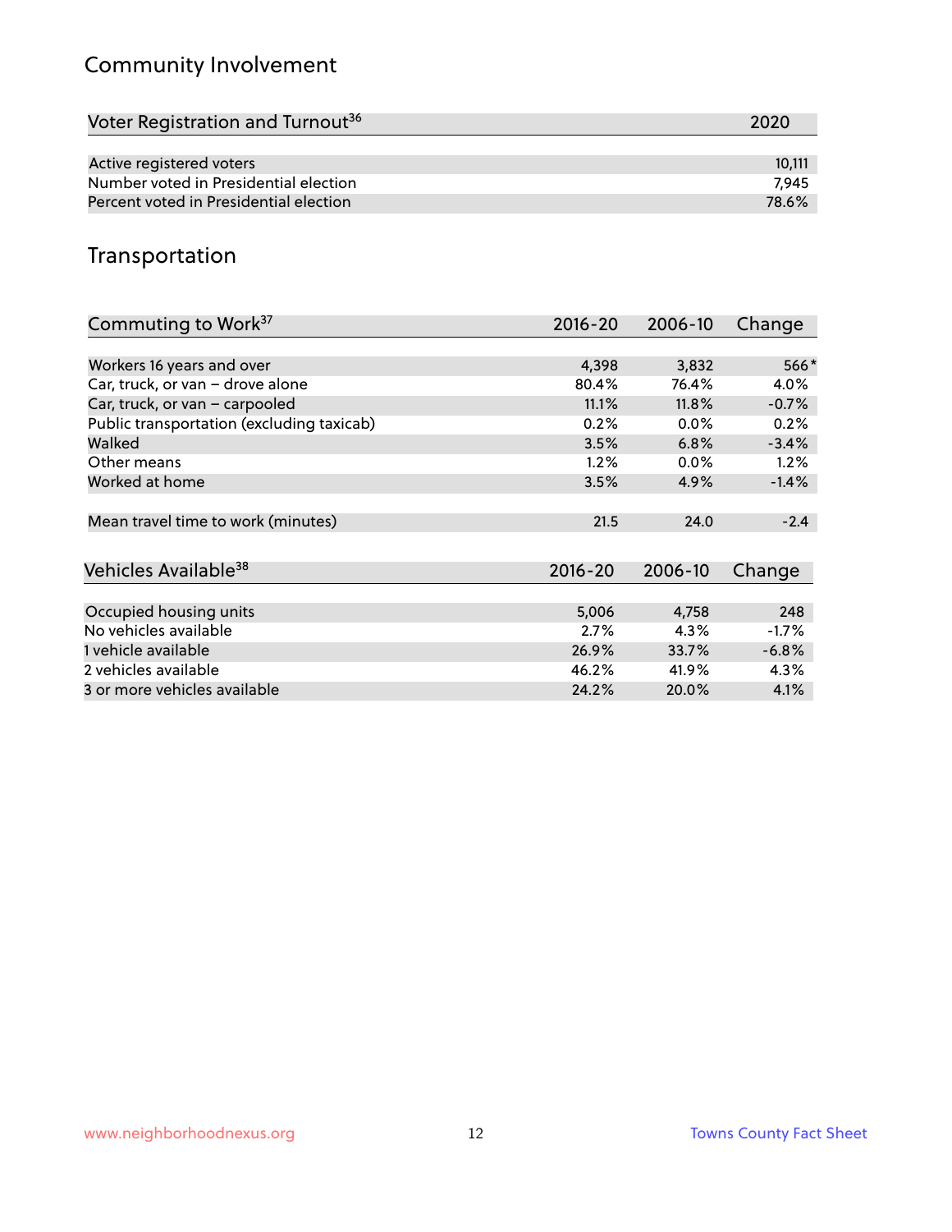## Community Involvement

| Voter Registration and Turnout[36] | 2020 |
|---|---|
| Active registered voters | 10,111 |
| Number voted in Presidential election | 7,945 |
| Percent voted in Presidential election | 78.6% |

## Transportation

| Commuting to Work[37] | 2016-20 | 2006-10 | Change |
|---|---|---|---|
| Workers 16 years and over | 4,398 | 3,832 | 566* |
| Car, truck, or van – drove alone | 80.4% | 76.4% | 4.0% |
| Car, truck, or van – carpooled | 11.1% | 11.8% | -0.7% |
| Public transportation (excluding taxicab) | 0.2% | 0.0% | 0.2% |
| Walked | 3.5% | 6.8% | -3.4% |
| Other means | 1.2% | 0.0% | 1.2% |
| Worked at home | 3.5% | 4.9% | -1.4% |
| Mean travel time to work (minutes) | 21.5 | 24.0 | -2.4 |

| Vehicles Available[38] | 2016-20 | 2006-10 | Change |
|---|---|---|---|
| Occupied housing units | 5,006 | 4,758 | 248 |
| No vehicles available | 2.7% | 4.3% | -1.7% |
| 1 vehicle available | 26.9% | 33.7% | -6.8% |
| 2 vehicles available | 46.2% | 41.9% | 4.3% |
| 3 or more vehicles available | 24.2% | 20.0% | 4.1% |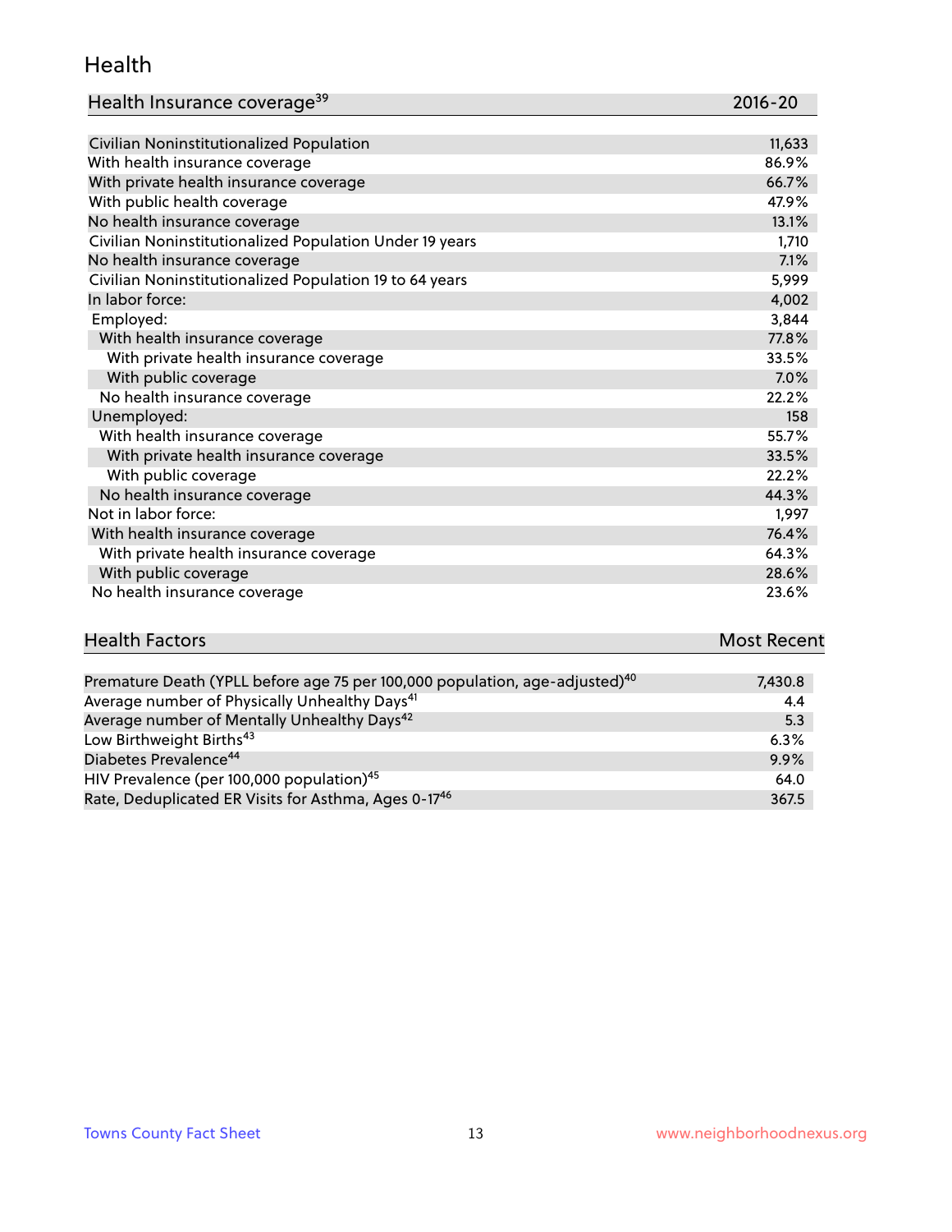## Health

| Health Insurance coverage[39] | 2016-20 |
|---|---|
| Civilian Noninstitutionalized Population | 11,633 |
| With health insurance coverage | 86.9% |
| With private health insurance coverage | 66.7% |
| With public health coverage | 47.9% |
| No health insurance coverage | 13.1% |
| Civilian Noninstitutionalized Population Under 19 years | 1,710 |
| No health insurance coverage | 7.1% |
| Civilian Noninstitutionalized Population 19 to 64 years | 5,999 |
| In labor force: | 4,002 |
| Employed: | 3,844 |
| With health insurance coverage | 77.8% |
| With private health insurance coverage | 33.5% |
| With public coverage | 7.0% |
| No health insurance coverage | 22.2% |
| Unemployed: | 158 |
| With health insurance coverage | 55.7% |
| With private health insurance coverage | 33.5% |
| With public coverage | 22.2% |
| No health insurance coverage | 44.3% |
| Not in labor force: | 1,997 |
| With health insurance coverage | 76.4% |
| With private health insurance coverage | 64.3% |
| With public coverage | 28.6% |
| No health insurance coverage | 23.6% |

| Health Factors | Most Recent |
|---|---|
| Premature Death (YPLL before age 75 per 100,000 population, age-adjusted)[40] | 7,430.8 |
| Average number of Physically Unhealthy Days[41] | 4.4 |
| Average number of Mentally Unhealthy Days[42] | 5.3 |
| Low Birthweight Births[43] | 6.3% |
| Diabetes Prevalence[44] | 9.9% |
| HIV Prevalence (per 100,000 population)[45] | 64.0 |
| Rate, Deduplicated ER Visits for Asthma, Ages 0-17[46] | 367.5 |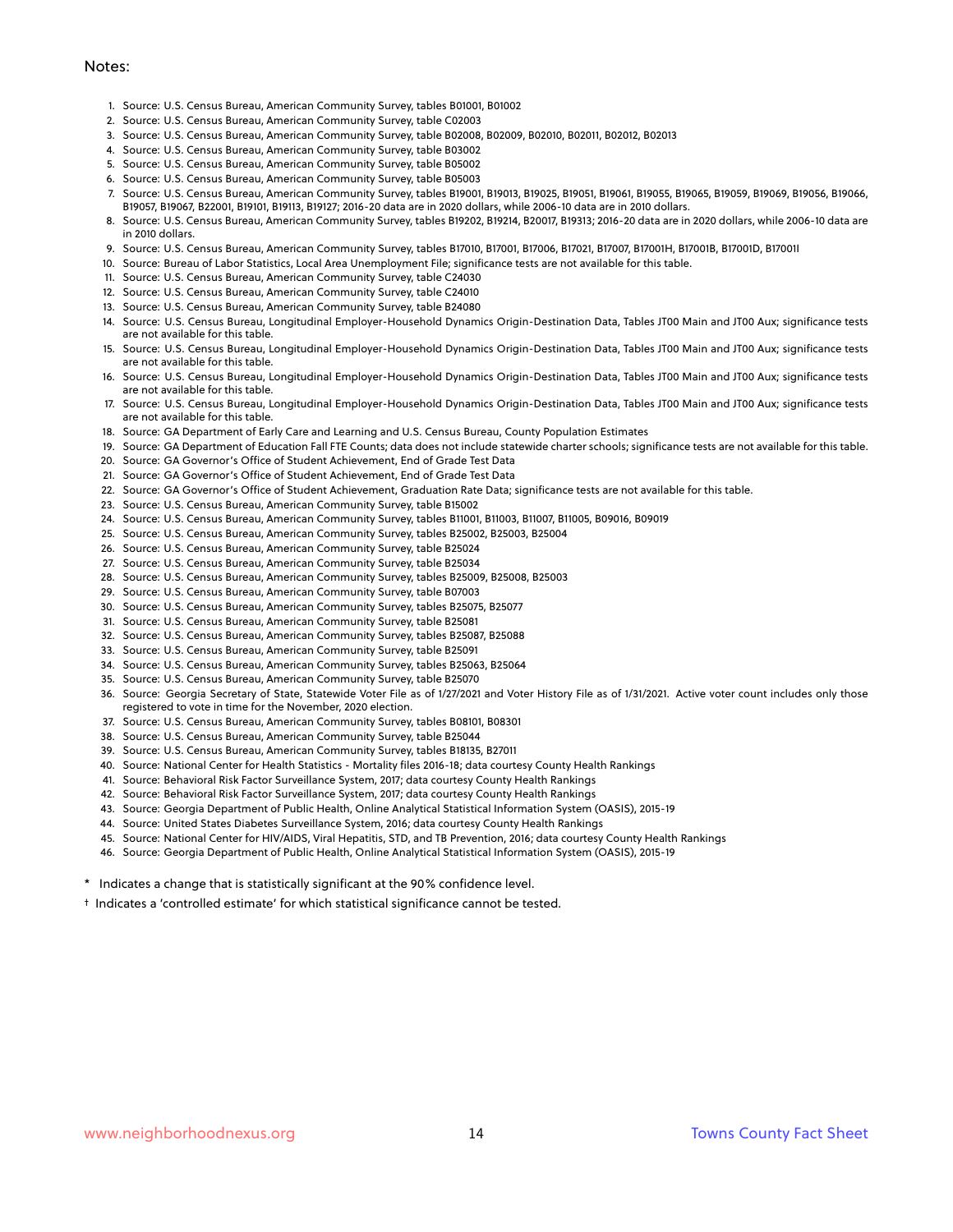Notes:

1. Source: U.S. Census Bureau, American Community Survey, tables B01001, B01002
2. Source: U.S. Census Bureau, American Community Survey, table C02003
3. Source: U.S. Census Bureau, American Community Survey, table B02008, B02009, B02010, B02011, B02012, B02013
4. Source: U.S. Census Bureau, American Community Survey, table B03002
5. Source: U.S. Census Bureau, American Community Survey, table B05002
6. Source: U.S. Census Bureau, American Community Survey, table B05003
7. Source: U.S. Census Bureau, American Community Survey, tables B19001, B19013, B19025, B19051, B19061, B19055, B19065, B19059, B19069, B19056, B19066, B19057, B19067, B22001, B19101, B19113, B19127; 2016-20 data are in 2020 dollars, while 2006-10 data are in 2010 dollars.
8. Source: U.S. Census Bureau, American Community Survey, tables B19202, B19214, B20017, B19313; 2016-20 data are in 2020 dollars, while 2006-10 data are in 2010 dollars.
9. Source: U.S. Census Bureau, American Community Survey, tables B17010, B17001, B17006, B17021, B17007, B17001H, B17001B, B17001D, B17001I
10. Source: Bureau of Labor Statistics, Local Area Unemployment File; significance tests are not available for this table.
11. Source: U.S. Census Bureau, American Community Survey, table C24030
12. Source: U.S. Census Bureau, American Community Survey, table C24010
13. Source: U.S. Census Bureau, American Community Survey, table B24080
14. Source: U.S. Census Bureau, Longitudinal Employer-Household Dynamics Origin-Destination Data, Tables JT00 Main and JT00 Aux; significance tests are not available for this table.
15. Source: U.S. Census Bureau, Longitudinal Employer-Household Dynamics Origin-Destination Data, Tables JT00 Main and JT00 Aux; significance tests are not available for this table.
16. Source: U.S. Census Bureau, Longitudinal Employer-Household Dynamics Origin-Destination Data, Tables JT00 Main and JT00 Aux; significance tests are not available for this table.
17. Source: U.S. Census Bureau, Longitudinal Employer-Household Dynamics Origin-Destination Data, Tables JT00 Main and JT00 Aux; significance tests are not available for this table.
18. Source: GA Department of Early Care and Learning and U.S. Census Bureau, County Population Estimates
19. Source: GA Department of Education Fall FTE Counts; data does not include statewide charter schools; significance tests are not available for this table.
20. Source: GA Governor's Office of Student Achievement, End of Grade Test Data
21. Source: GA Governor's Office of Student Achievement, End of Grade Test Data
22. Source: GA Governor's Office of Student Achievement, Graduation Rate Data; significance tests are not available for this table.
23. Source: U.S. Census Bureau, American Community Survey, table B15002
24. Source: U.S. Census Bureau, American Community Survey, tables B11001, B11003, B11007, B11005, B09016, B09019
25. Source: U.S. Census Bureau, American Community Survey, tables B25002, B25003, B25004
26. Source: U.S. Census Bureau, American Community Survey, table B25024
27. Source: U.S. Census Bureau, American Community Survey, table B25034
28. Source: U.S. Census Bureau, American Community Survey, tables B25009, B25008, B25003
29. Source: U.S. Census Bureau, American Community Survey, table B07003
30. Source: U.S. Census Bureau, American Community Survey, tables B25075, B25077
31. Source: U.S. Census Bureau, American Community Survey, table B25081
32. Source: U.S. Census Bureau, American Community Survey, tables B25087, B25088
33. Source: U.S. Census Bureau, American Community Survey, table B25091
34. Source: U.S. Census Bureau, American Community Survey, tables B25063, B25064
35. Source: U.S. Census Bureau, American Community Survey, table B25070
36. Source: Georgia Secretary of State, Statewide Voter File as of 1/27/2021 and Voter History File as of 1/31/2021. Active voter count includes only those registered to vote in time for the November, 2020 election.
37. Source: U.S. Census Bureau, American Community Survey, tables B08101, B08301
38. Source: U.S. Census Bureau, American Community Survey, table B25044
39. Source: U.S. Census Bureau, American Community Survey, tables B18135, B27011
40. Source: National Center for Health Statistics - Mortality files 2016-18; data courtesy County Health Rankings
41. Source: Behavioral Risk Factor Surveillance System, 2017; data courtesy County Health Rankings
42. Source: Behavioral Risk Factor Surveillance System, 2017; data courtesy County Health Rankings
43. Source: Georgia Department of Public Health, Online Analytical Statistical Information System (OASIS), 2015-19
44. Source: United States Diabetes Surveillance System, 2016; data courtesy County Health Rankings
45. Source: National Center for HIV/AIDS, Viral Hepatitis, STD, and TB Prevention, 2016; data courtesy County Health Rankings
46. Source: Georgia Department of Public Health, Online Analytical Statistical Information System (OASIS), 2015-19

\* Indicates a change that is statistically significant at the 90% confidence level.

† Indicates a 'controlled estimate' for which statistical significance cannot be tested.